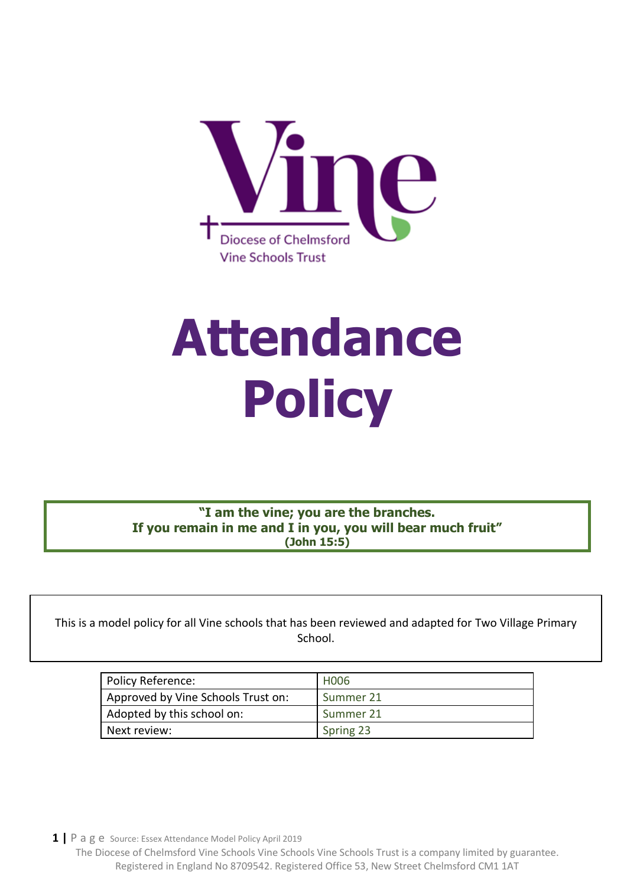Diocese of Chelmsford
Vine Schools Trust

# Attendance Policy

**"I am the vine; you are the branches.**
**If you remain in me and I in you, you will bear much fruit"**
**(John 15:5)**

This is a model policy for all Vine schools that has been reviewed and adapted for Two Village Primary School.

| Policy Reference: | H006 |
|---|---|
| Approved by Vine Schools Trust on: | Summer 21 |
| Adopted by this school on: | Summer 21 |
| Next review: | Spring 23 |

Source: Essex Attendance Model Policy April 2019

The Diocese of Chelmsford Vine Schools Vine Schools Vine Schools Trust is a company limited by guarantee. Registered in England No 8709542. Registered Office 53, New Street Chelmsford CM1 1AT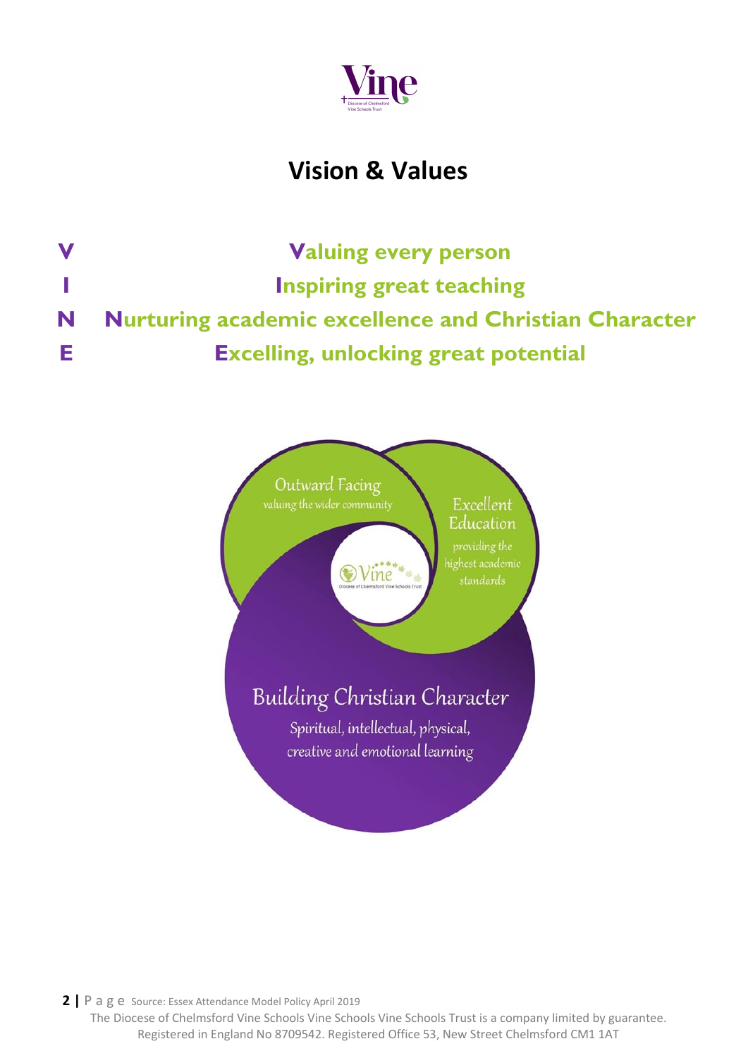# Vision & Values

**V** **V**aluing every person

**I** **I**nspiring great teaching

**N** **N**urturing academic excellence and Christian Character

**E** **E**xcelling, unlocking great potential

Outward Facing
valuing the wider community

Excellent Education
providing the highest academic standards

Building Christian Character
Spiritual, intellectual, physical, creative and emotional learning

Source: Essex Attendance Model Policy April 2019

The Diocese of Chelmsford Vine Schools Vine Schools Vine Schools Trust is a company limited by guarantee.
Registered in England No 8709542. Registered Office 53, New Street Chelmsford CM1 1AT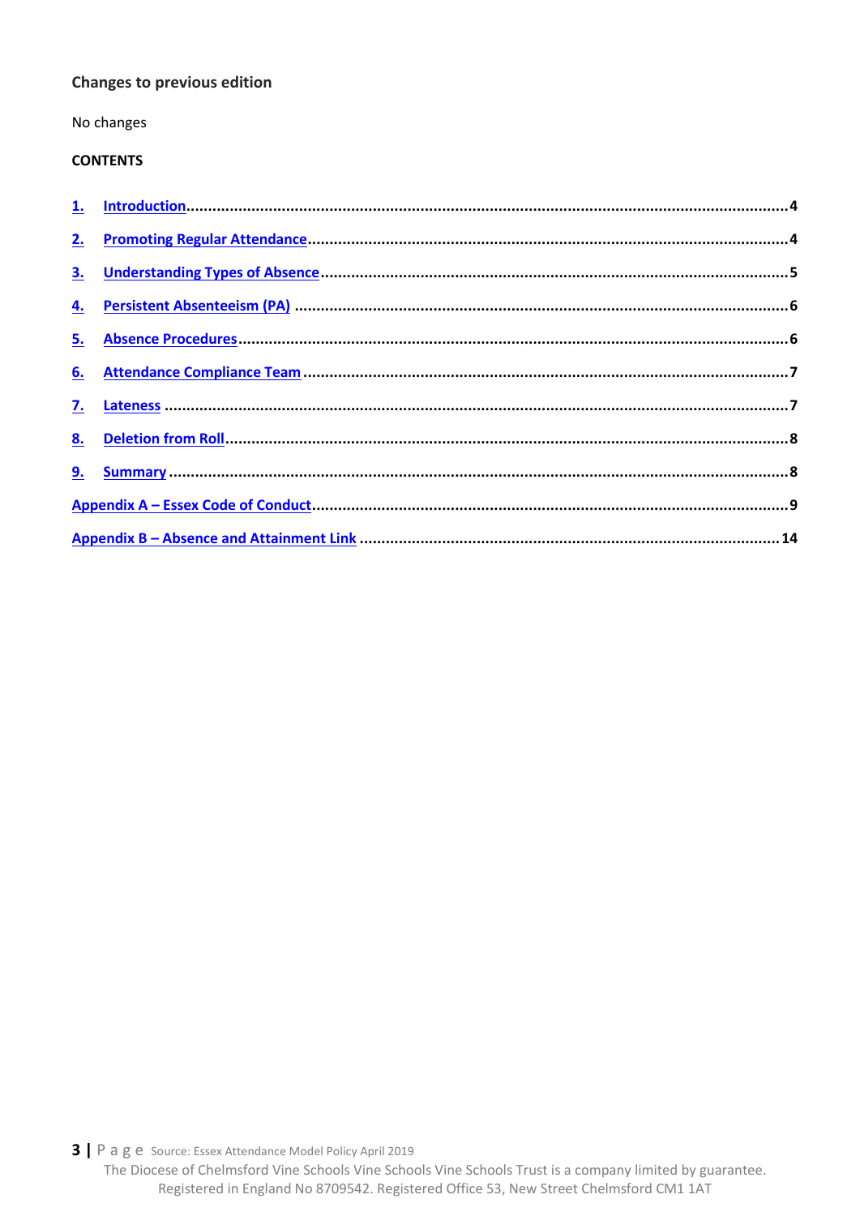**Changes to previous edition**

No changes

**CONTENTS**

1. Introduction ..... 4
2. Promoting Regular Attendance ..... 4
3. Understanding Types of Absence ..... 5
4. Persistent Absenteeism (PA) ..... 6
5. Absence Procedures ..... 6
6. Attendance Compliance Team ..... 7
7. Lateness ..... 7
8. Deletion from Roll ..... 8
9. Summary ..... 8

Appendix A – Essex Code of Conduct ..... 9

Appendix B – Absence and Attainment Link ..... 14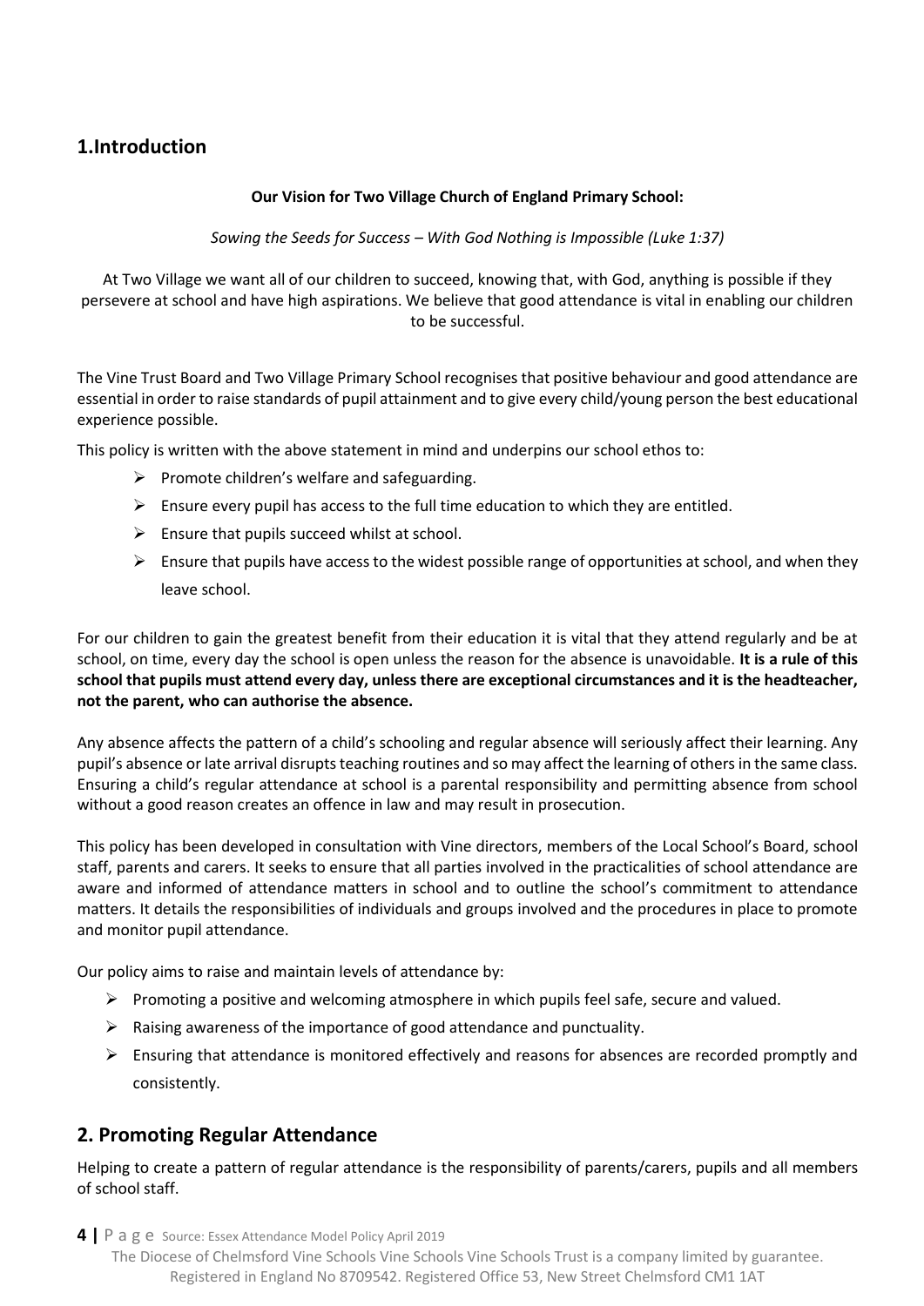## 1.Introduction

**Our Vision for Two Village Church of England Primary School:**

*Sowing the Seeds for Success – With God Nothing is Impossible (Luke 1:37)*

At Two Village we want all of our children to succeed, knowing that, with God, anything is possible if they persevere at school and have high aspirations. We believe that good attendance is vital in enabling our children to be successful.

The Vine Trust Board and Two Village Primary School recognises that positive behaviour and good attendance are essential in order to raise standards of pupil attainment and to give every child/young person the best educational experience possible.

This policy is written with the above statement in mind and underpins our school ethos to:

- Promote children's welfare and safeguarding.
- Ensure every pupil has access to the full time education to which they are entitled.
- Ensure that pupils succeed whilst at school.
- Ensure that pupils have access to the widest possible range of opportunities at school, and when they leave school.

For our children to gain the greatest benefit from their education it is vital that they attend regularly and be at school, on time, every day the school is open unless the reason for the absence is unavoidable. **It is a rule of this school that pupils must attend every day, unless there are exceptional circumstances and it is the headteacher, not the parent, who can authorise the absence.**

Any absence affects the pattern of a child's schooling and regular absence will seriously affect their learning. Any pupil's absence or late arrival disrupts teaching routines and so may affect the learning of others in the same class. Ensuring a child's regular attendance at school is a parental responsibility and permitting absence from school without a good reason creates an offence in law and may result in prosecution.

This policy has been developed in consultation with Vine directors, members of the Local School's Board, school staff, parents and carers. It seeks to ensure that all parties involved in the practicalities of school attendance are aware and informed of attendance matters in school and to outline the school's commitment to attendance matters. It details the responsibilities of individuals and groups involved and the procedures in place to promote and monitor pupil attendance.

Our policy aims to raise and maintain levels of attendance by:

- Promoting a positive and welcoming atmosphere in which pupils feel safe, secure and valued.
- Raising awareness of the importance of good attendance and punctuality.
- Ensuring that attendance is monitored effectively and reasons for absences are recorded promptly and consistently.

## 2. Promoting Regular Attendance

Helping to create a pattern of regular attendance is the responsibility of parents/carers, pupils and all members of school staff.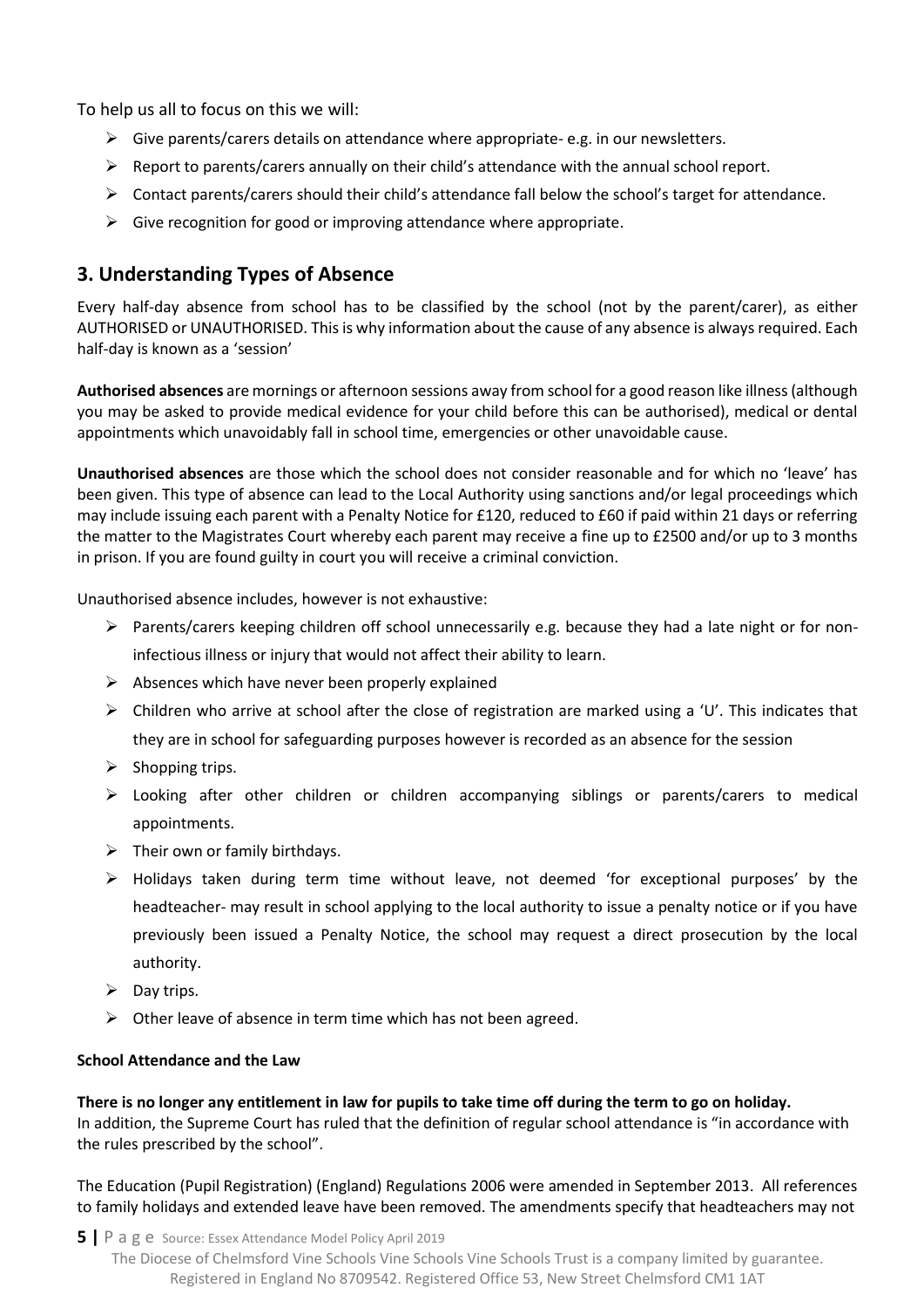To help us all to focus on this we will:

- Give parents/carers details on attendance where appropriate- e.g. in our newsletters.
- Report to parents/carers annually on their child's attendance with the annual school report.
- Contact parents/carers should their child's attendance fall below the school's target for attendance.
- Give recognition for good or improving attendance where appropriate.

## 3. Understanding Types of Absence

Every half-day absence from school has to be classified by the school (not by the parent/carer), as either AUTHORISED or UNAUTHORISED. This is why information about the cause of any absence is always required. Each half-day is known as a 'session'

**Authorised absences** are mornings or afternoon sessions away from school for a good reason like illness (although you may be asked to provide medical evidence for your child before this can be authorised), medical or dental appointments which unavoidably fall in school time, emergencies or other unavoidable cause.

**Unauthorised absences** are those which the school does not consider reasonable and for which no 'leave' has been given. This type of absence can lead to the Local Authority using sanctions and/or legal proceedings which may include issuing each parent with a Penalty Notice for £120, reduced to £60 if paid within 21 days or referring the matter to the Magistrates Court whereby each parent may receive a fine up to £2500 and/or up to 3 months in prison. If you are found guilty in court you will receive a criminal conviction.

Unauthorised absence includes, however is not exhaustive:

- Parents/carers keeping children off school unnecessarily e.g. because they had a late night or for non-infectious illness or injury that would not affect their ability to learn.
- Absences which have never been properly explained
- Children who arrive at school after the close of registration are marked using a 'U'. This indicates that they are in school for safeguarding purposes however is recorded as an absence for the session
- Shopping trips.
- Looking after other children or children accompanying siblings or parents/carers to medical appointments.
- Their own or family birthdays.
- Holidays taken during term time without leave, not deemed 'for exceptional purposes' by the headteacher- may result in school applying to the local authority to issue a penalty notice or if you have previously been issued a Penalty Notice, the school may request a direct prosecution by the local authority.
- Day trips.
- Other leave of absence in term time which has not been agreed.

**School Attendance and the Law**

**There is no longer any entitlement in law for pupils to take time off during the term to go on holiday.**
In addition, the Supreme Court has ruled that the definition of regular school attendance is "in accordance with the rules prescribed by the school".

The Education (Pupil Registration) (England) Regulations 2006 were amended in September 2013. All references to family holidays and extended leave have been removed. The amendments specify that headteachers may not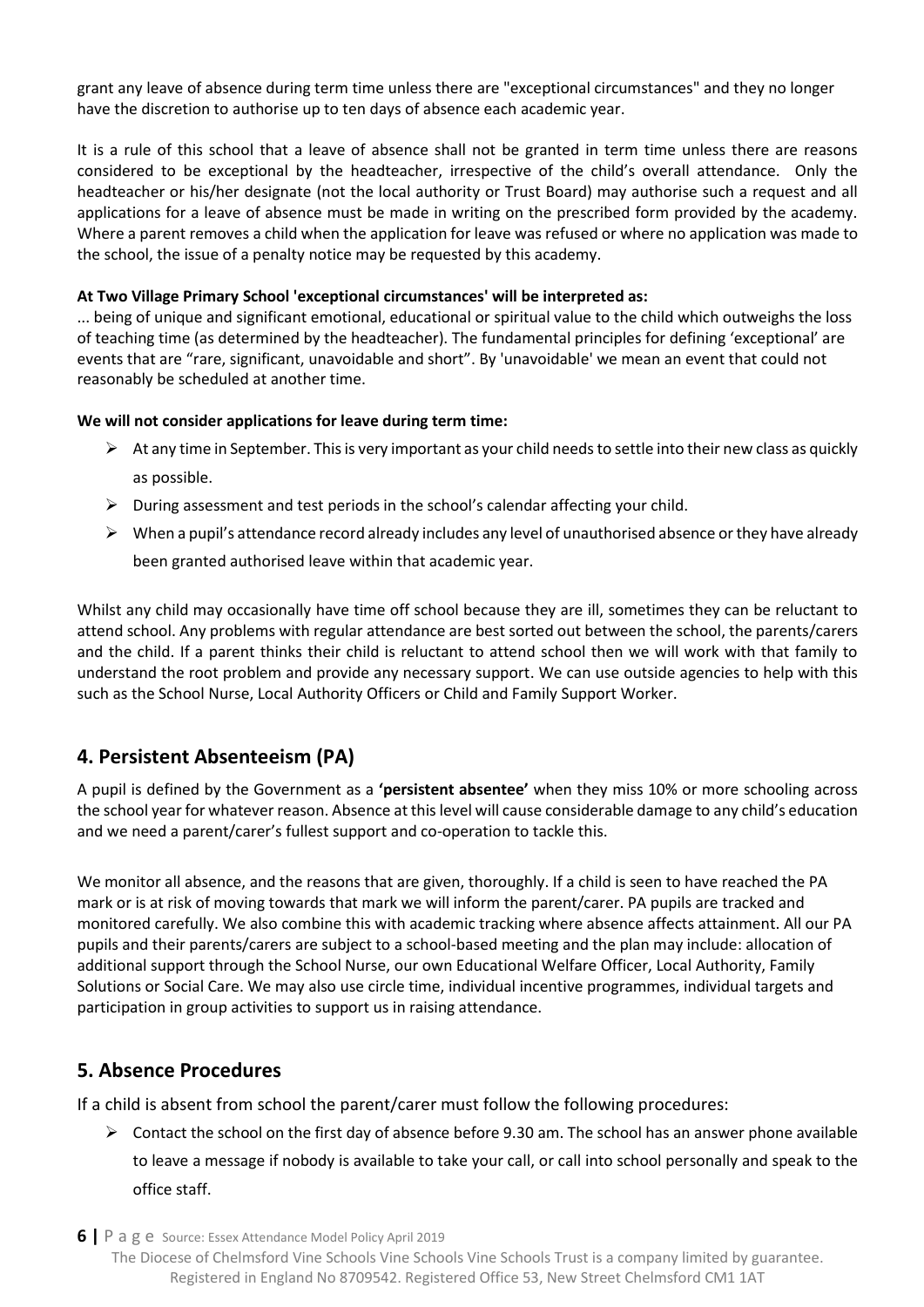grant any leave of absence during term time unless there are "exceptional circumstances" and they no longer have the discretion to authorise up to ten days of absence each academic year.

It is a rule of this school that a leave of absence shall not be granted in term time unless there are reasons considered to be exceptional by the headteacher, irrespective of the child's overall attendance. Only the headteacher or his/her designate (not the local authority or Trust Board) may authorise such a request and all applications for a leave of absence must be made in writing on the prescribed form provided by the academy. Where a parent removes a child when the application for leave was refused or where no application was made to the school, the issue of a penalty notice may be requested by this academy.

**At Two Village Primary School 'exceptional circumstances' will be interpreted as:**

... being of unique and significant emotional, educational or spiritual value to the child which outweighs the loss of teaching time (as determined by the headteacher). The fundamental principles for defining 'exceptional' are events that are "rare, significant, unavoidable and short". By 'unavoidable' we mean an event that could not reasonably be scheduled at another time.

**We will not consider applications for leave during term time:**

- At any time in September. This is very important as your child needs to settle into their new class as quickly as possible.
- During assessment and test periods in the school's calendar affecting your child.
- When a pupil's attendance record already includes any level of unauthorised absence or they have already been granted authorised leave within that academic year.

Whilst any child may occasionally have time off school because they are ill, sometimes they can be reluctant to attend school. Any problems with regular attendance are best sorted out between the school, the parents/carers and the child. If a parent thinks their child is reluctant to attend school then we will work with that family to understand the root problem and provide any necessary support. We can use outside agencies to help with this such as the School Nurse, Local Authority Officers or Child and Family Support Worker.

## 4. Persistent Absenteeism (PA)

A pupil is defined by the Government as a **'persistent absentee'** when they miss 10% or more schooling across the school year for whatever reason. Absence at this level will cause considerable damage to any child's education and we need a parent/carer's fullest support and co-operation to tackle this.

We monitor all absence, and the reasons that are given, thoroughly. If a child is seen to have reached the PA mark or is at risk of moving towards that mark we will inform the parent/carer. PA pupils are tracked and monitored carefully. We also combine this with academic tracking where absence affects attainment. All our PA pupils and their parents/carers are subject to a school-based meeting and the plan may include: allocation of additional support through the School Nurse, our own Educational Welfare Officer, Local Authority, Family Solutions or Social Care. We may also use circle time, individual incentive programmes, individual targets and participation in group activities to support us in raising attendance.

## 5. Absence Procedures

If a child is absent from school the parent/carer must follow the following procedures:

- Contact the school on the first day of absence before 9.30 am. The school has an answer phone available to leave a message if nobody is available to take your call, or call into school personally and speak to the office staff.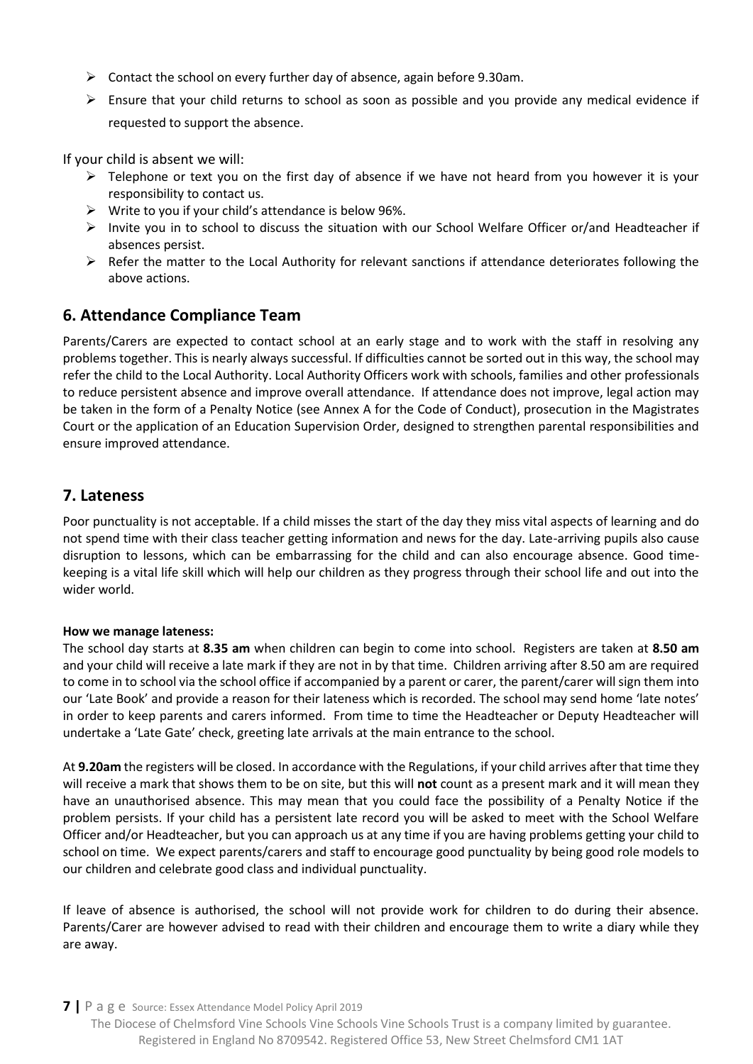- Contact the school on every further day of absence, again before 9.30am.
- Ensure that your child returns to school as soon as possible and you provide any medical evidence if requested to support the absence.

If your child is absent we will:

- Telephone or text you on the first day of absence if we have not heard from you however it is your responsibility to contact us.
- Write to you if your child's attendance is below 96%.
- Invite you in to school to discuss the situation with our School Welfare Officer or/and Headteacher if absences persist.
- Refer the matter to the Local Authority for relevant sanctions if attendance deteriorates following the above actions.

## 6. Attendance Compliance Team

Parents/Carers are expected to contact school at an early stage and to work with the staff in resolving any problems together. This is nearly always successful. If difficulties cannot be sorted out in this way, the school may refer the child to the Local Authority. Local Authority Officers work with schools, families and other professionals to reduce persistent absence and improve overall attendance. If attendance does not improve, legal action may be taken in the form of a Penalty Notice (see Annex A for the Code of Conduct), prosecution in the Magistrates Court or the application of an Education Supervision Order, designed to strengthen parental responsibilities and ensure improved attendance.

## 7. Lateness

Poor punctuality is not acceptable. If a child misses the start of the day they miss vital aspects of learning and do not spend time with their class teacher getting information and news for the day. Late-arriving pupils also cause disruption to lessons, which can be embarrassing for the child and can also encourage absence. Good time-keeping is a vital life skill which will help our children as they progress through their school life and out into the wider world.

**How we manage lateness:**
The school day starts at **8.35 am** when children can begin to come into school. Registers are taken at **8.50 am** and your child will receive a late mark if they are not in by that time. Children arriving after 8.50 am are required to come in to school via the school office if accompanied by a parent or carer, the parent/carer will sign them into our 'Late Book' and provide a reason for their lateness which is recorded. The school may send home 'late notes' in order to keep parents and carers informed. From time to time the Headteacher or Deputy Headteacher will undertake a 'Late Gate' check, greeting late arrivals at the main entrance to the school.

At **9.20am** the registers will be closed. In accordance with the Regulations, if your child arrives after that time they will receive a mark that shows them to be on site, but this will **not** count as a present mark and it will mean they have an unauthorised absence. This may mean that you could face the possibility of a Penalty Notice if the problem persists. If your child has a persistent late record you will be asked to meet with the School Welfare Officer and/or Headteacher, but you can approach us at any time if you are having problems getting your child to school on time. We expect parents/carers and staff to encourage good punctuality by being good role models to our children and celebrate good class and individual punctuality.

If leave of absence is authorised, the school will not provide work for children to do during their absence. Parents/Carer are however advised to read with their children and encourage them to write a diary while they are away.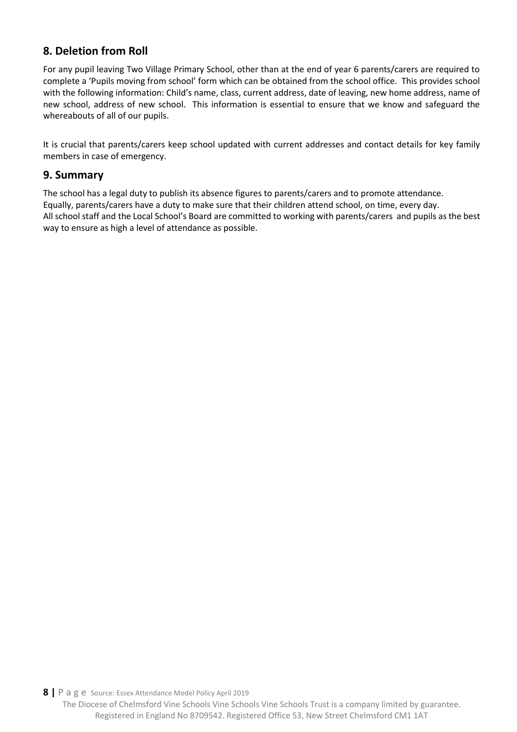## 8. Deletion from Roll

For any pupil leaving Two Village Primary School, other than at the end of year 6 parents/carers are required to complete a 'Pupils moving from school' form which can be obtained from the school office. This provides school with the following information: Child's name, class, current address, date of leaving, new home address, name of new school, address of new school. This information is essential to ensure that we know and safeguard the whereabouts of all of our pupils.

It is crucial that parents/carers keep school updated with current addresses and contact details for key family members in case of emergency.

## 9. Summary

The school has a legal duty to publish its absence figures to parents/carers and to promote attendance.
Equally, parents/carers have a duty to make sure that their children attend school, on time, every day.
All school staff and the Local School's Board are committed to working with parents/carers and pupils as the best way to ensure as high a level of attendance as possible.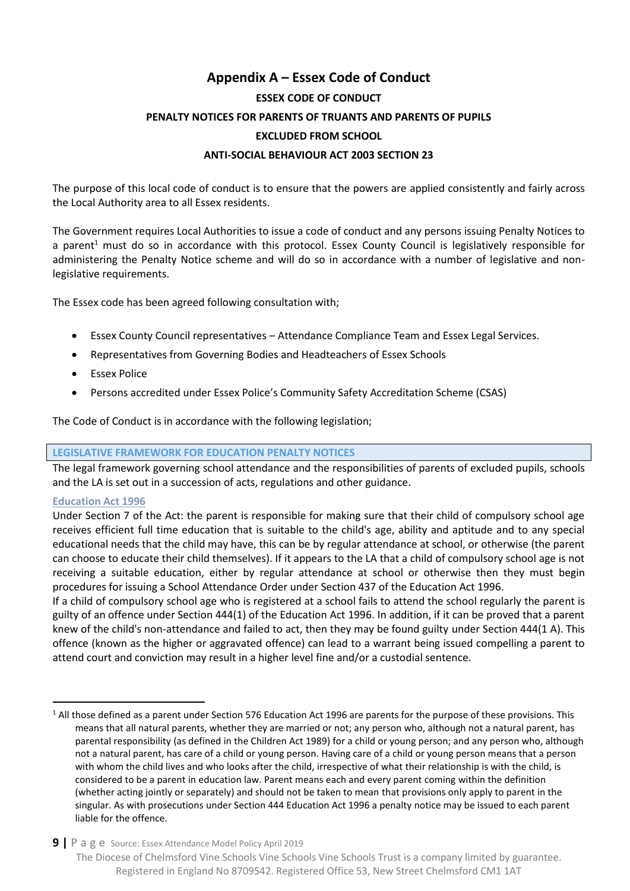# Appendix A – Essex Code of Conduct

**ESSEX CODE OF CONDUCT**

**PENALTY NOTICES FOR PARENTS OF TRUANTS AND PARENTS OF PUPILS**

**EXCLUDED FROM SCHOOL**

**ANTI-SOCIAL BEHAVIOUR ACT 2003 SECTION 23**

The purpose of this local code of conduct is to ensure that the powers are applied consistently and fairly across the Local Authority area to all Essex residents.

The Government requires Local Authorities to issue a code of conduct and any persons issuing Penalty Notices to a parent[1] must do so in accordance with this protocol. Essex County Council is legislatively responsible for administering the Penalty Notice scheme and will do so in accordance with a number of legislative and non-legislative requirements.

The Essex code has been agreed following consultation with;

- Essex County Council representatives – Attendance Compliance Team and Essex Legal Services.
- Representatives from Governing Bodies and Headteachers of Essex Schools
- Essex Police
- Persons accredited under Essex Police's Community Safety Accreditation Scheme (CSAS)

The Code of Conduct is in accordance with the following legislation;

## LEGISLATIVE FRAMEWORK FOR EDUCATION PENALTY NOTICES

The legal framework governing school attendance and the responsibilities of parents of excluded pupils, schools and the LA is set out in a succession of acts, regulations and other guidance.

### Education Act 1996

Under Section 7 of the Act: the parent is responsible for making sure that their child of compulsory school age receives efficient full time education that is suitable to the child's age, ability and aptitude and to any special educational needs that the child may have, this can be by regular attendance at school, or otherwise (the parent can choose to educate their child themselves). If it appears to the LA that a child of compulsory school age is not receiving a suitable education, either by regular attendance at school or otherwise then they must begin procedures for issuing a School Attendance Order under Section 437 of the Education Act 1996.

If a child of compulsory school age who is registered at a school fails to attend the school regularly the parent is guilty of an offence under Section 444(1) of the Education Act 1996. In addition, if it can be proved that a parent knew of the child's non-attendance and failed to act, then they may be found guilty under Section 444(1 A). This offence (known as the higher or aggravated offence) can lead to a warrant being issued compelling a parent to attend court and conviction may result in a higher level fine and/or a custodial sentence.

[1] All those defined as a parent under Section 576 Education Act 1996 are parents for the purpose of these provisions. This means that all natural parents, whether they are married or not; any person who, although not a natural parent, has parental responsibility (as defined in the Children Act 1989) for a child or young person; and any person who, although not a natural parent, has care of a child or young person. Having care of a child or young person means that a person with whom the child lives and who looks after the child, irrespective of what their relationship is with the child, is considered to be a parent in education law. Parent means each and every parent coming within the definition (whether acting jointly or separately) and should not be taken to mean that provisions only apply to parent in the singular. As with prosecutions under Section 444 Education Act 1996 a penalty notice may be issued to each parent liable for the offence.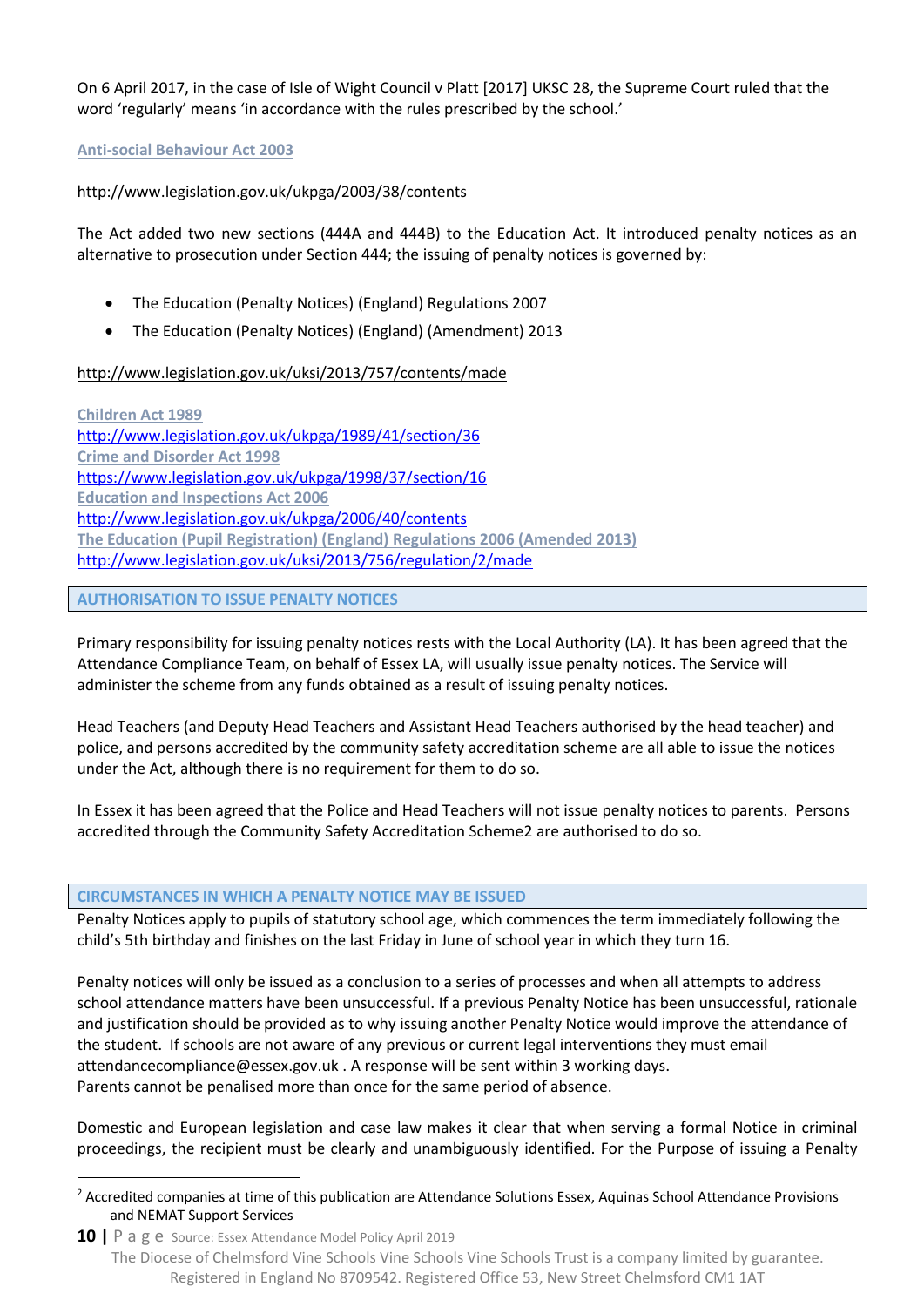On 6 April 2017, in the case of Isle of Wight Council v Platt [2017] UKSC 28, the Supreme Court ruled that the word 'regularly' means 'in accordance with the rules prescribed by the school.'

**Anti-social Behaviour Act 2003**

http://www.legislation.gov.uk/ukpga/2003/38/contents

The Act added two new sections (444A and 444B) to the Education Act. It introduced penalty notices as an alternative to prosecution under Section 444; the issuing of penalty notices is governed by:

- The Education (Penalty Notices) (England) Regulations 2007
- The Education (Penalty Notices) (England) (Amendment) 2013

http://www.legislation.gov.uk/uksi/2013/757/contents/made

**Children Act 1989**
http://www.legislation.gov.uk/ukpga/1989/41/section/36
**Crime and Disorder Act 1998**
https://www.legislation.gov.uk/ukpga/1998/37/section/16
**Education and Inspections Act 2006**
http://www.legislation.gov.uk/ukpga/2006/40/contents
**The Education (Pupil Registration) (England) Regulations 2006 (Amended 2013)**
http://www.legislation.gov.uk/uksi/2013/756/regulation/2/made

## AUTHORISATION TO ISSUE PENALTY NOTICES

Primary responsibility for issuing penalty notices rests with the Local Authority (LA). It has been agreed that the Attendance Compliance Team, on behalf of Essex LA, will usually issue penalty notices. The Service will administer the scheme from any funds obtained as a result of issuing penalty notices.

Head Teachers (and Deputy Head Teachers and Assistant Head Teachers authorised by the head teacher) and police, and persons accredited by the community safety accreditation scheme are all able to issue the notices under the Act, although there is no requirement for them to do so.

In Essex it has been agreed that the Police and Head Teachers will not issue penalty notices to parents. Persons accredited through the Community Safety Accreditation Scheme[2] are authorised to do so.

## CIRCUMSTANCES IN WHICH A PENALTY NOTICE MAY BE ISSUED

Penalty Notices apply to pupils of statutory school age, which commences the term immediately following the child's 5th birthday and finishes on the last Friday in June of school year in which they turn 16.

Penalty notices will only be issued as a conclusion to a series of processes and when all attempts to address school attendance matters have been unsuccessful. If a previous Penalty Notice has been unsuccessful, rationale and justification should be provided as to why issuing another Penalty Notice would improve the attendance of the student. If schools are not aware of any previous or current legal interventions they must email attendancecompliance@essex.gov.uk . A response will be sent within 3 working days.
Parents cannot be penalised more than once for the same period of absence.

Domestic and European legislation and case law makes it clear that when serving a formal Notice in criminal proceedings, the recipient must be clearly and unambiguously identified. For the Purpose of issuing a Penalty

[2] Accredited companies at time of this publication are Attendance Solutions Essex, Aquinas School Attendance Provisions and NEMAT Support Services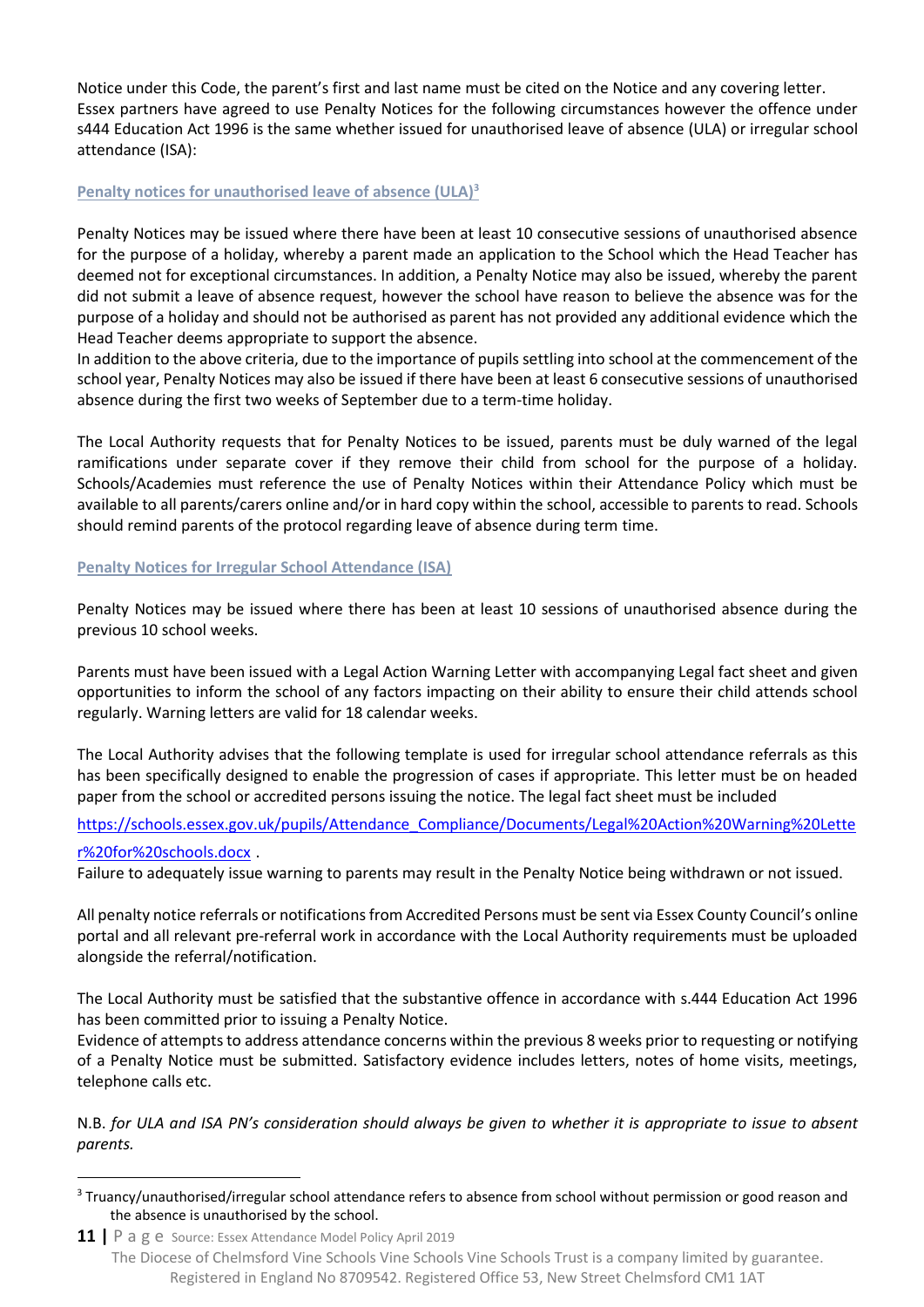Notice under this Code, the parent's first and last name must be cited on the Notice and any covering letter. Essex partners have agreed to use Penalty Notices for the following circumstances however the offence under s444 Education Act 1996 is the same whether issued for unauthorised leave of absence (ULA) or irregular school attendance (ISA):

### Penalty notices for unauthorised leave of absence (ULA)[3]

Penalty Notices may be issued where there have been at least 10 consecutive sessions of unauthorised absence for the purpose of a holiday, whereby a parent made an application to the School which the Head Teacher has deemed not for exceptional circumstances. In addition, a Penalty Notice may also be issued, whereby the parent did not submit a leave of absence request, however the school have reason to believe the absence was for the purpose of a holiday and should not be authorised as parent has not provided any additional evidence which the Head Teacher deems appropriate to support the absence.

In addition to the above criteria, due to the importance of pupils settling into school at the commencement of the school year, Penalty Notices may also be issued if there have been at least 6 consecutive sessions of unauthorised absence during the first two weeks of September due to a term-time holiday.

The Local Authority requests that for Penalty Notices to be issued, parents must be duly warned of the legal ramifications under separate cover if they remove their child from school for the purpose of a holiday. Schools/Academies must reference the use of Penalty Notices within their Attendance Policy which must be available to all parents/carers online and/or in hard copy within the school, accessible to parents to read. Schools should remind parents of the protocol regarding leave of absence during term time.

### Penalty Notices for Irregular School Attendance (ISA)

Penalty Notices may be issued where there has been at least 10 sessions of unauthorised absence during the previous 10 school weeks.

Parents must have been issued with a Legal Action Warning Letter with accompanying Legal fact sheet and given opportunities to inform the school of any factors impacting on their ability to ensure their child attends school regularly. Warning letters are valid for 18 calendar weeks.

The Local Authority advises that the following template is used for irregular school attendance referrals as this has been specifically designed to enable the progression of cases if appropriate. This letter must be on headed paper from the school or accredited persons issuing the notice. The legal fact sheet must be included

https://schools.essex.gov.uk/pupils/Attendance_Compliance/Documents/Legal%20Action%20Warning%20Letter%20for%20schools.docx .

Failure to adequately issue warning to parents may result in the Penalty Notice being withdrawn or not issued.

All penalty notice referrals or notifications from Accredited Persons must be sent via Essex County Council's online portal and all relevant pre-referral work in accordance with the Local Authority requirements must be uploaded alongside the referral/notification.

The Local Authority must be satisfied that the substantive offence in accordance with s.444 Education Act 1996 has been committed prior to issuing a Penalty Notice.

Evidence of attempts to address attendance concerns within the previous 8 weeks prior to requesting or notifying of a Penalty Notice must be submitted. Satisfactory evidence includes letters, notes of home visits, meetings, telephone calls etc.

N.B. *for ULA and ISA PN's consideration should always be given to whether it is appropriate to issue to absent parents.*

---

[3] Truancy/unauthorised/irregular school attendance refers to absence from school without permission or good reason and the absence is unauthorised by the school.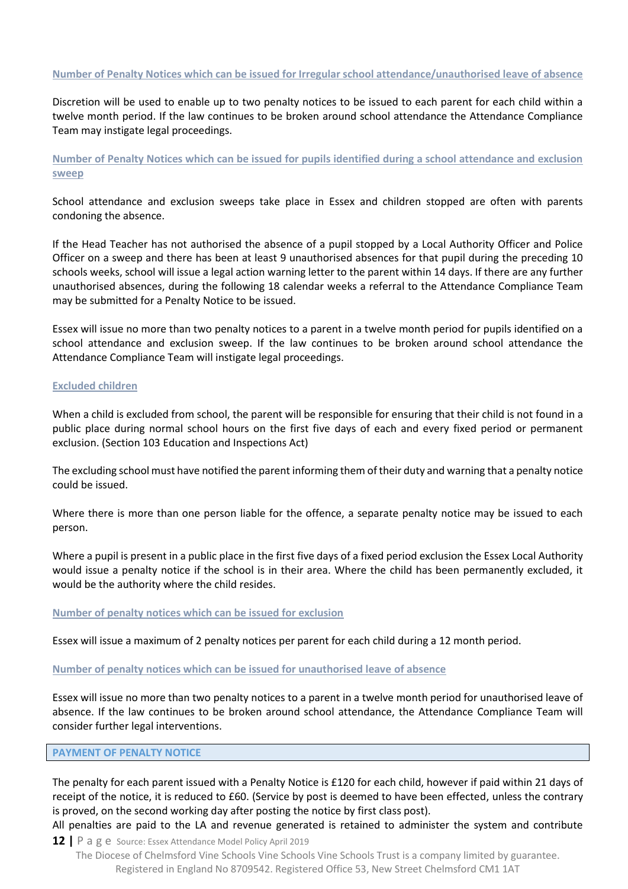### Number of Penalty Notices which can be issued for Irregular school attendance/unauthorised leave of absence

Discretion will be used to enable up to two penalty notices to be issued to each parent for each child within a twelve month period. If the law continues to be broken around school attendance the Attendance Compliance Team may instigate legal proceedings.

### Number of Penalty Notices which can be issued for pupils identified during a school attendance and exclusion sweep

School attendance and exclusion sweeps take place in Essex and children stopped are often with parents condoning the absence.

If the Head Teacher has not authorised the absence of a pupil stopped by a Local Authority Officer and Police Officer on a sweep and there has been at least 9 unauthorised absences for that pupil during the preceding 10 schools weeks, school will issue a legal action warning letter to the parent within 14 days. If there are any further unauthorised absences, during the following 18 calendar weeks a referral to the Attendance Compliance Team may be submitted for a Penalty Notice to be issued.

Essex will issue no more than two penalty notices to a parent in a twelve month period for pupils identified on a school attendance and exclusion sweep. If the law continues to be broken around school attendance the Attendance Compliance Team will instigate legal proceedings.

### Excluded children

When a child is excluded from school, the parent will be responsible for ensuring that their child is not found in a public place during normal school hours on the first five days of each and every fixed period or permanent exclusion. (Section 103 Education and Inspections Act)

The excluding school must have notified the parent informing them of their duty and warning that a penalty notice could be issued.

Where there is more than one person liable for the offence, a separate penalty notice may be issued to each person.

Where a pupil is present in a public place in the first five days of a fixed period exclusion the Essex Local Authority would issue a penalty notice if the school is in their area. Where the child has been permanently excluded, it would be the authority where the child resides.

### Number of penalty notices which can be issued for exclusion

Essex will issue a maximum of 2 penalty notices per parent for each child during a 12 month period.

### Number of penalty notices which can be issued for unauthorised leave of absence

Essex will issue no more than two penalty notices to a parent in a twelve month period for unauthorised leave of absence. If the law continues to be broken around school attendance, the Attendance Compliance Team will consider further legal interventions.

## PAYMENT OF PENALTY NOTICE

The penalty for each parent issued with a Penalty Notice is £120 for each child, however if paid within 21 days of receipt of the notice, it is reduced to £60. (Service by post is deemed to have been effected, unless the contrary is proved, on the second working day after posting the notice by first class post).

All penalties are paid to the LA and revenue generated is retained to administer the system and contribute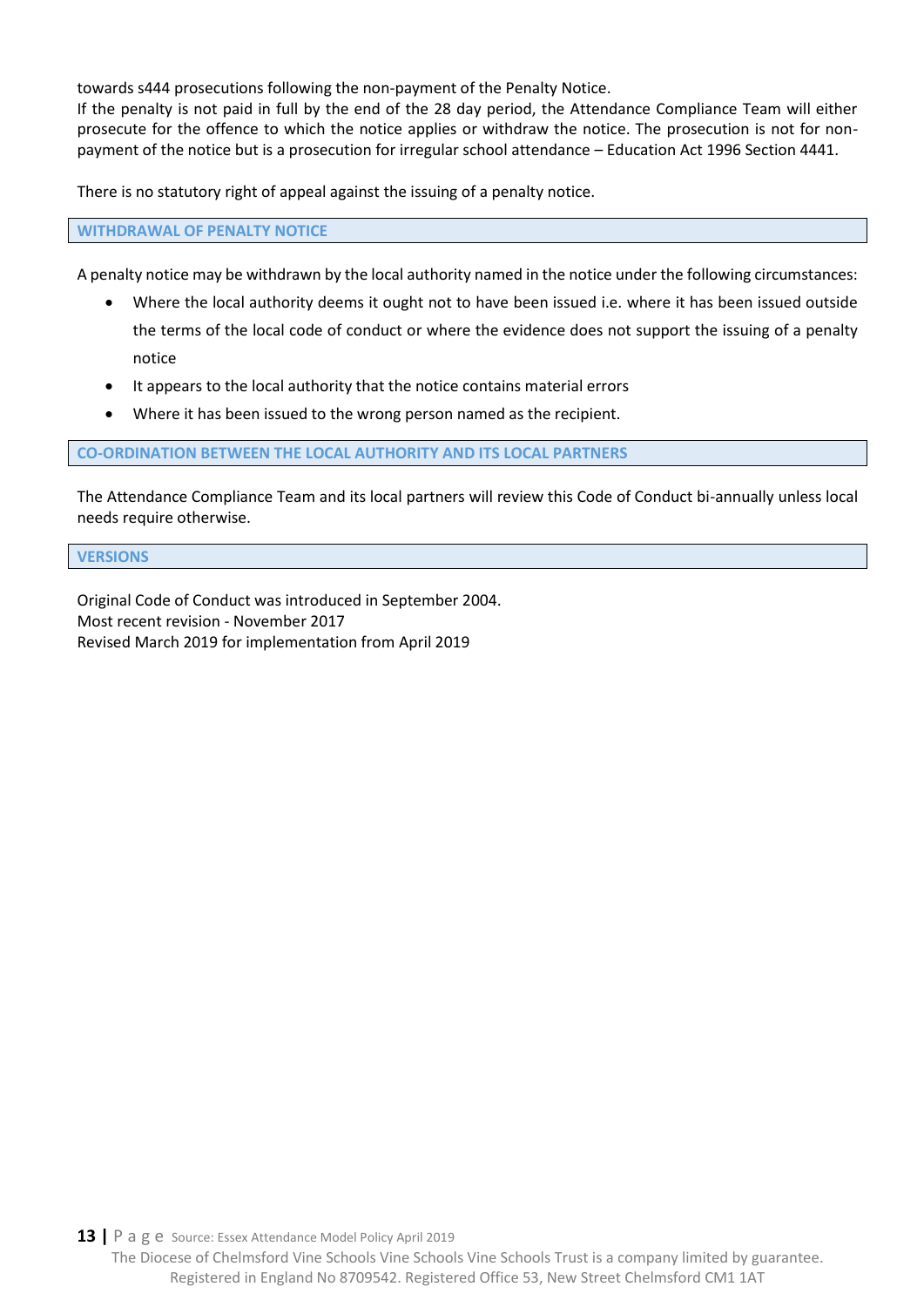towards s444 prosecutions following the non-payment of the Penalty Notice.
If the penalty is not paid in full by the end of the 28 day period, the Attendance Compliance Team will either prosecute for the offence to which the notice applies or withdraw the notice. The prosecution is not for non-payment of the notice but is a prosecution for irregular school attendance – Education Act 1996 Section 4441.

There is no statutory right of appeal against the issuing of a penalty notice.

### WITHDRAWAL OF PENALTY NOTICE

A penalty notice may be withdrawn by the local authority named in the notice under the following circumstances:

- Where the local authority deems it ought not to have been issued i.e. where it has been issued outside the terms of the local code of conduct or where the evidence does not support the issuing of a penalty notice
- It appears to the local authority that the notice contains material errors
- Where it has been issued to the wrong person named as the recipient.

### CO-ORDINATION BETWEEN THE LOCAL AUTHORITY AND ITS LOCAL PARTNERS

The Attendance Compliance Team and its local partners will review this Code of Conduct bi-annually unless local needs require otherwise.

### VERSIONS

Original Code of Conduct was introduced in September 2004.
Most recent revision - November 2017
Revised March 2019 for implementation from April 2019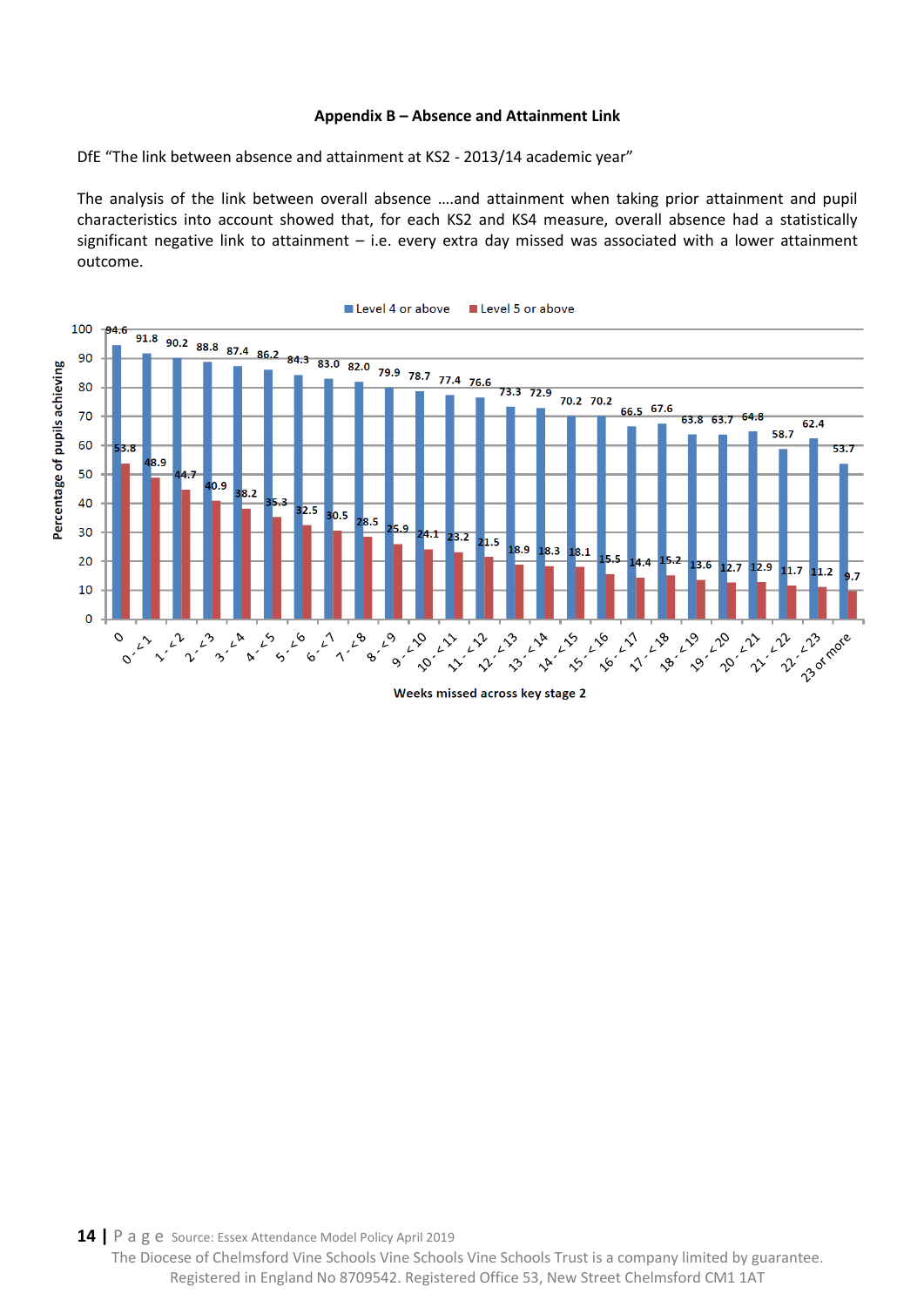**Appendix B – Absence and Attainment Link**

DfE "The link between absence and attainment at KS2 - 2013/14 academic year"

The analysis of the link between overall absence ….and attainment when taking prior attainment and pupil characteristics into account showed that, for each KS2 and KS4 measure, overall absence had a statistically significant negative link to attainment – i.e. every extra day missed was associated with a lower attainment outcome.

Level 4 or above
Level 5 or above

Percentage of pupils achieving

100
90
80
70
60
50
40
30
20
10
0

94.6 91.8 90.2 88.8 87.4 86.2 84.3 83.0 82.0 79.9 78.7 77.4 76.6 73.3 72.9 70.2 70.2 66.5 67.6 63.8 63.7 64.8 58.7 62.4 53.7

53.8 48.9 44.7 40.9 38.2 35.3 32.5 30.5 28.5 25.9 24.1 23.2 21.5 18.9 18.3 18.1 15.5 14.4 15.2 13.6 12.7 12.9 11.7 11.2 9.7

0, 0 - <1, 1 - <2, 2 - <3, 3 - <4, 4 - <5, 5 - <6, 6 - <7, 7 - <8, 8 - <9, 9 - <10, 10 - <11, 11 - <12, 12 - <13, 13 - <14, 14 - <15, 15 - <16, 16 - <17, 17 - <18, 18 - <19, 19 - <20, 20 - <21, 21 - <22, 22 - <23, 23 or more

Weeks missed across key stage 2

Source: Essex Attendance Model Policy April 2019

The Diocese of Chelmsford Vine Schools Vine Schools Vine Schools Trust is a company limited by guarantee. Registered in England No 8709542. Registered Office 53, New Street Chelmsford CM1 1AT